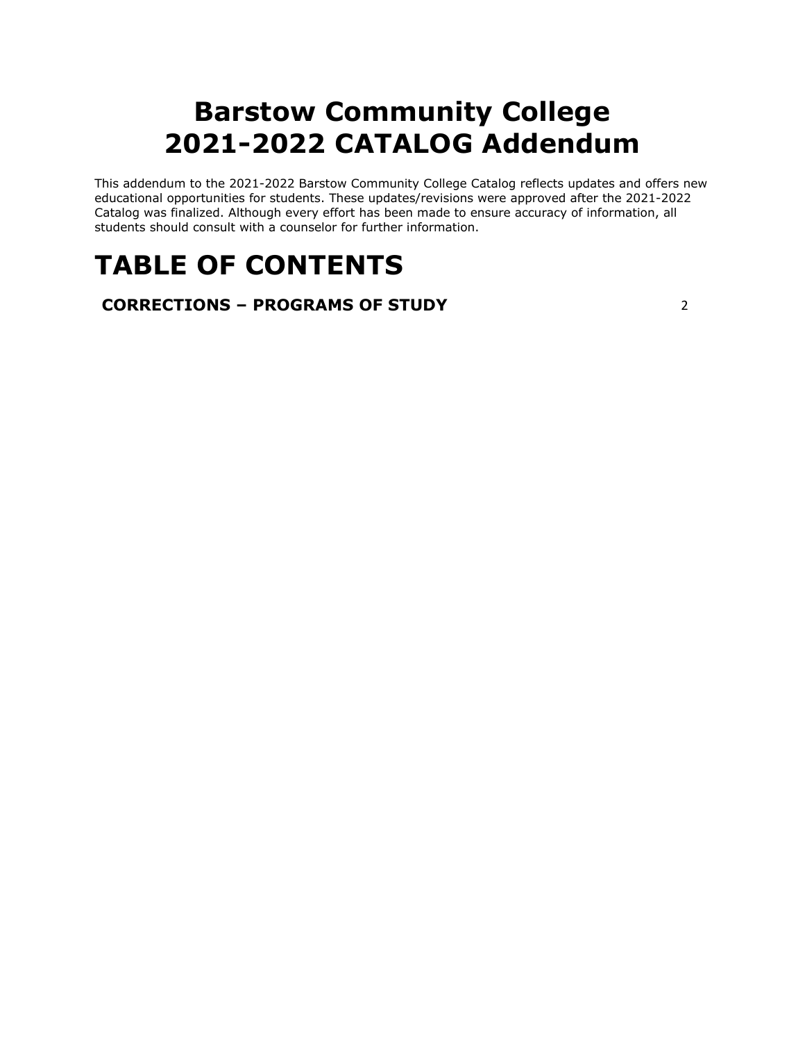# Barstow Community College
# 2021-2022 CATALOG Addendum

This addendum to the 2021-2022 Barstow Community College Catalog reflects updates and offers new educational opportunities for students. These updates/revisions were approved after the 2021-2022 Catalog was finalized. Although every effort has been made to ensure accuracy of information, all students should consult with a counselor for further information.

# TABLE OF CONTENTS

**CORRECTIONS – PROGRAMS OF STUDY** 2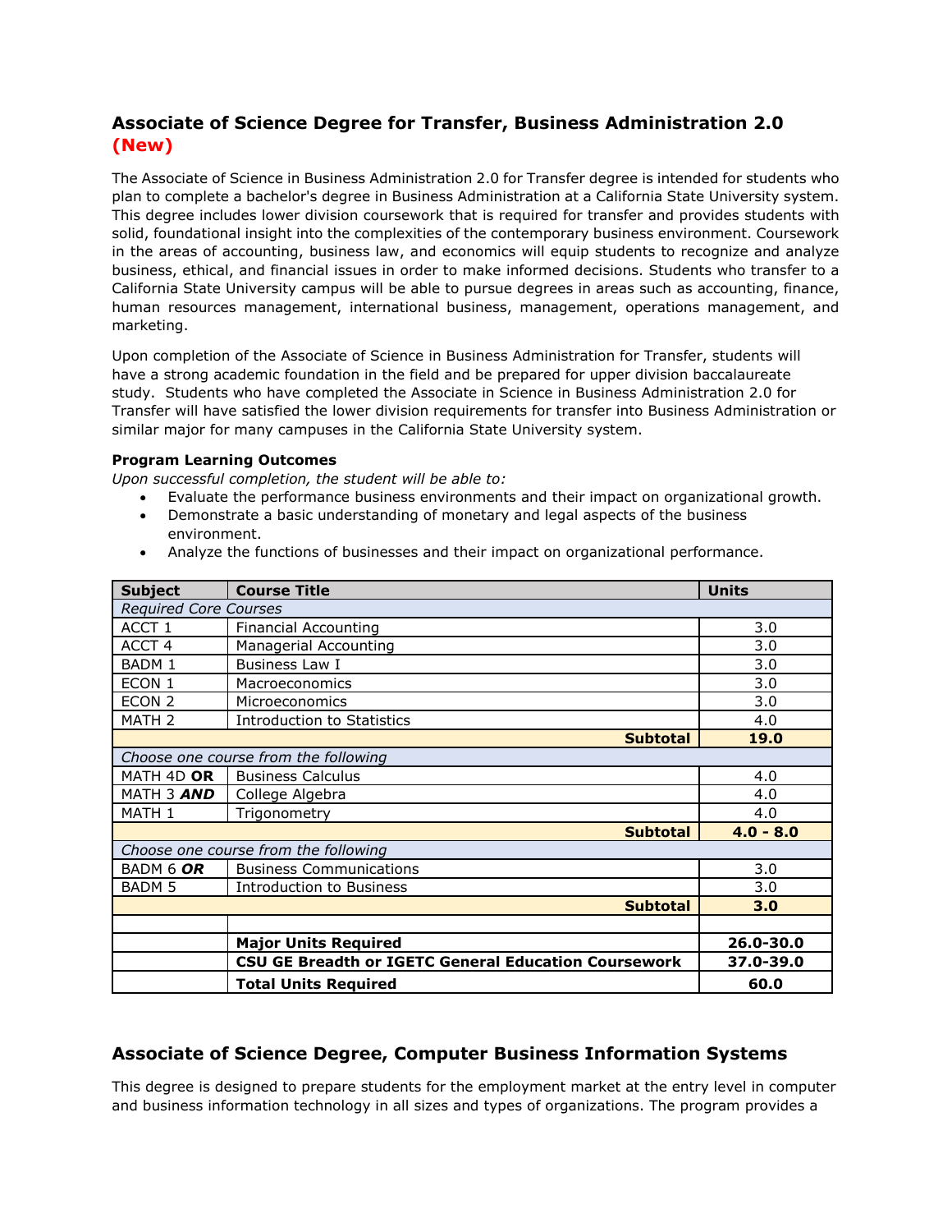## Associate of Science Degree for Transfer, Business Administration 2.0 (New)

The Associate of Science in Business Administration 2.0 for Transfer degree is intended for students who plan to complete a bachelor's degree in Business Administration at a California State University system. This degree includes lower division coursework that is required for transfer and provides students with solid, foundational insight into the complexities of the contemporary business environment. Coursework in the areas of accounting, business law, and economics will equip students to recognize and analyze business, ethical, and financial issues in order to make informed decisions. Students who transfer to a California State University campus will be able to pursue degrees in areas such as accounting, finance, human resources management, international business, management, operations management, and marketing.

Upon completion of the Associate of Science in Business Administration for Transfer, students will have a strong academic foundation in the field and be prepared for upper division baccalaureate study. Students who have completed the Associate in Science in Business Administration 2.0 for Transfer will have satisfied the lower division requirements for transfer into Business Administration or similar major for many campuses in the California State University system.

**Program Learning Outcomes**

*Upon successful completion, the student will be able to:*

- Evaluate the performance business environments and their impact on organizational growth.
- Demonstrate a basic understanding of monetary and legal aspects of the business environment.
- Analyze the functions of businesses and their impact on organizational performance.

| Subject | Course Title | Units |
|---|---|---|
| *Required Core Courses* | | |
| ACCT 1 | Financial Accounting | 3.0 |
| ACCT 4 | Managerial Accounting | 3.0 |
| BADM 1 | Business Law I | 3.0 |
| ECON 1 | Macroeconomics | 3.0 |
| ECON 2 | Microeconomics | 3.0 |
| MATH 2 | Introduction to Statistics | 4.0 |
| | **Subtotal** | **19.0** |
| *Choose one course from the following* | | |
| MATH 4D **OR** | Business Calculus | 4.0 |
| MATH 3 ***AND*** | College Algebra | 4.0 |
| MATH 1 | Trigonometry | 4.0 |
| | **Subtotal** | **4.0 - 8.0** |
| *Choose one course from the following* | | |
| BADM 6 ***OR*** | Business Communications | 3.0 |
| BADM 5 | Introduction to Business | 3.0 |
| | **Subtotal** | **3.0** |
| | | |
| | **Major Units Required** | **26.0-30.0** |
| | **CSU GE Breadth or IGETC General Education Coursework** | **37.0-39.0** |
| | **Total Units Required** | **60.0** |

## Associate of Science Degree, Computer Business Information Systems

This degree is designed to prepare students for the employment market at the entry level in computer and business information technology in all sizes and types of organizations. The program provides a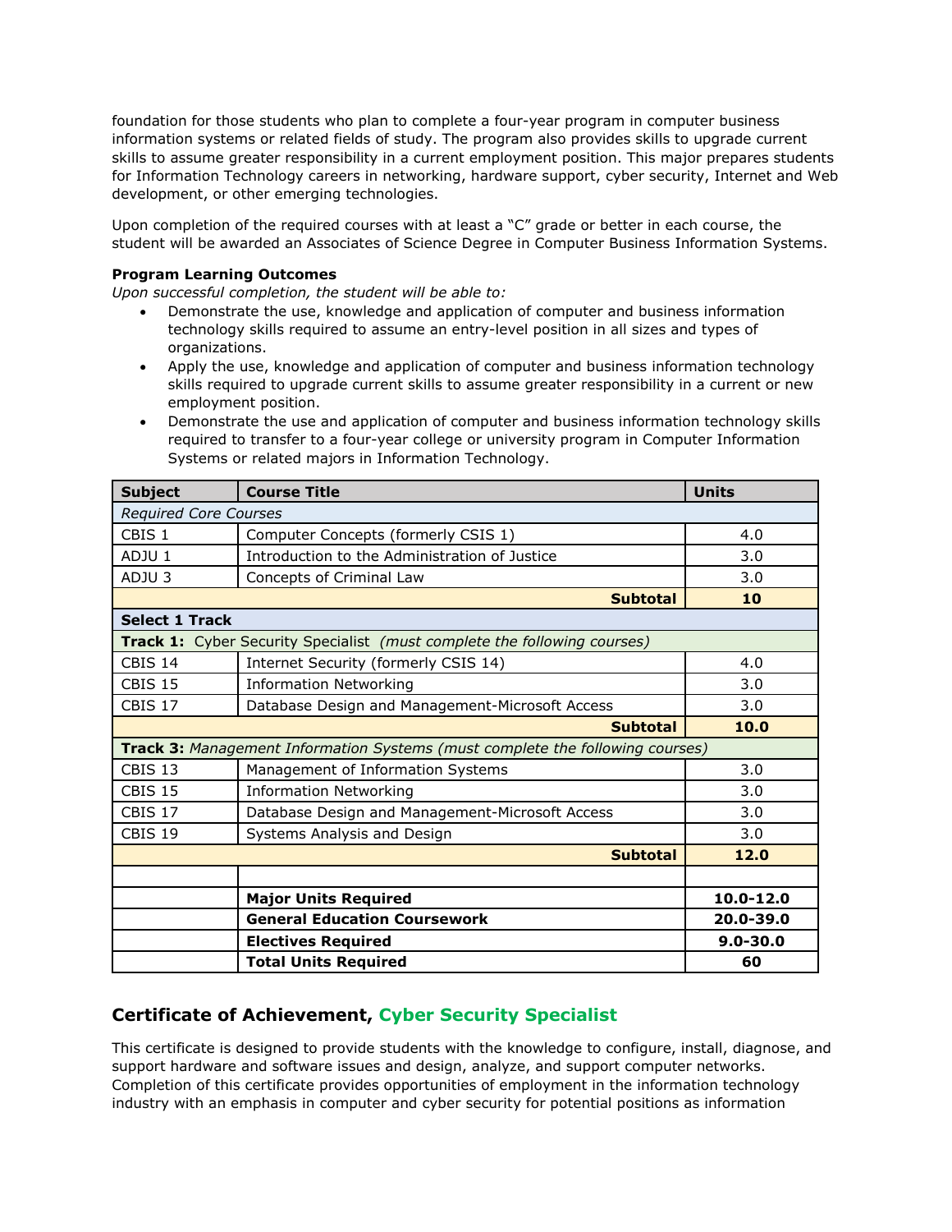foundation for those students who plan to complete a four-year program in computer business information systems or related fields of study. The program also provides skills to upgrade current skills to assume greater responsibility in a current employment position. This major prepares students for Information Technology careers in networking, hardware support, cyber security, Internet and Web development, or other emerging technologies.

Upon completion of the required courses with at least a "C" grade or better in each course, the student will be awarded an Associates of Science Degree in Computer Business Information Systems.

**Program Learning Outcomes**

*Upon successful completion, the student will be able to:*

- Demonstrate the use, knowledge and application of computer and business information technology skills required to assume an entry-level position in all sizes and types of organizations.
- Apply the use, knowledge and application of computer and business information technology skills required to upgrade current skills to assume greater responsibility in a current or new employment position.
- Demonstrate the use and application of computer and business information technology skills required to transfer to a four-year college or university program in Computer Information Systems or related majors in Information Technology.

| Subject | Course Title | Units |
|---|---|---|
| *Required Core Courses* | | |
| CBIS 1 | Computer Concepts (formerly CSIS 1) | 4.0 |
| ADJU 1 | Introduction to the Administration of Justice | 3.0 |
| ADJU 3 | Concepts of Criminal Law | 3.0 |
| | **Subtotal** | **10** |
| **Select 1 Track** | | |
| **Track 1:** Cyber Security Specialist *(must complete the following courses)* | | |
| CBIS 14 | Internet Security (formerly CSIS 14) | 4.0 |
| CBIS 15 | Information Networking | 3.0 |
| CBIS 17 | Database Design and Management-Microsoft Access | 3.0 |
| | **Subtotal** | **10.0** |
| **Track 3:** *Management Information Systems (must complete the following courses)* | | |
| CBIS 13 | Management of Information Systems | 3.0 |
| CBIS 15 | Information Networking | 3.0 |
| CBIS 17 | Database Design and Management-Microsoft Access | 3.0 |
| CBIS 19 | Systems Analysis and Design | 3.0 |
| | **Subtotal** | **12.0** |
| | | |
| | **Major Units Required** | **10.0-12.0** |
| | **General Education Coursework** | **20.0-39.0** |
| | **Electives Required** | **9.0-30.0** |
| | **Total Units Required** | **60** |

## Certificate of Achievement, Cyber Security Specialist

This certificate is designed to provide students with the knowledge to configure, install, diagnose, and support hardware and software issues and design, analyze, and support computer networks. Completion of this certificate provides opportunities of employment in the information technology industry with an emphasis in computer and cyber security for potential positions as information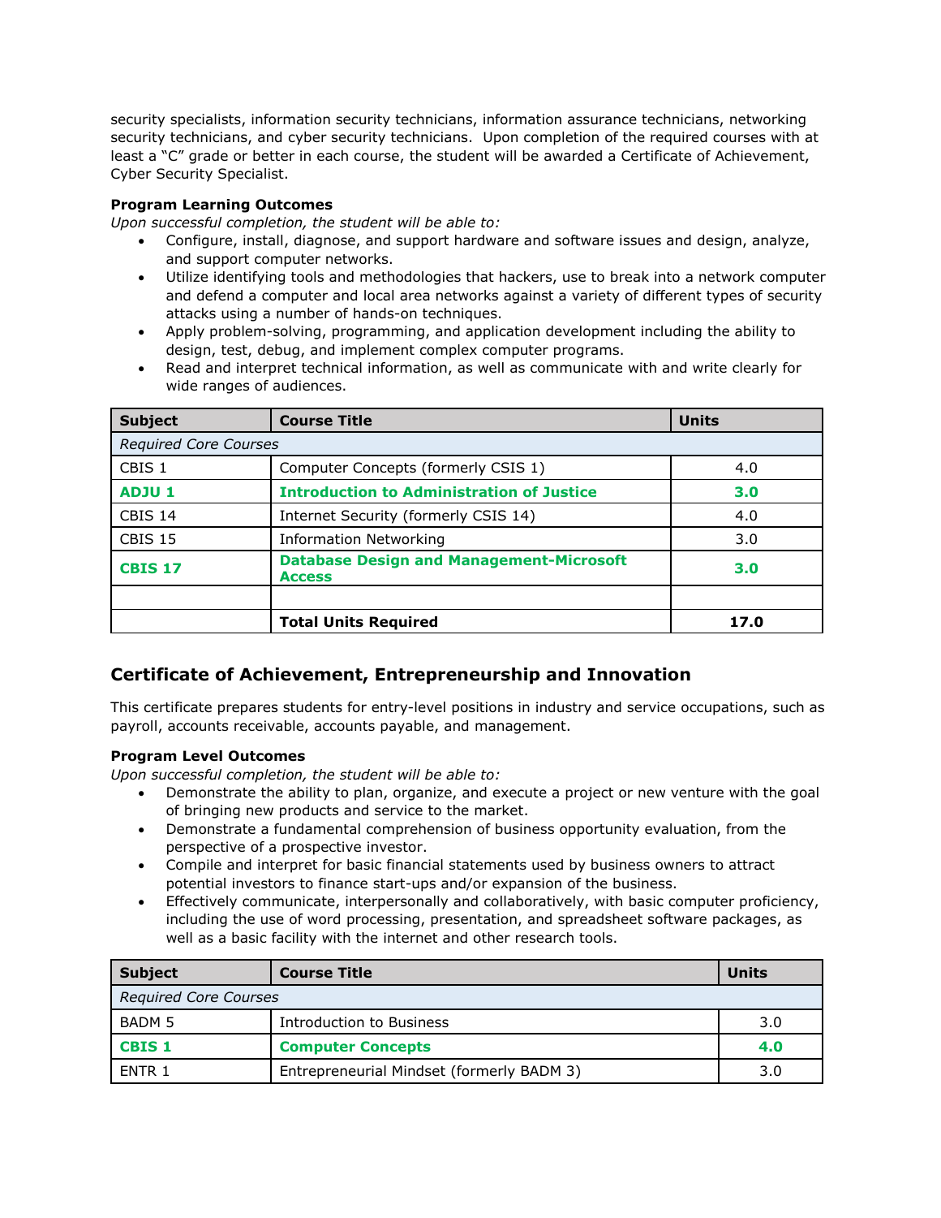security specialists, information security technicians, information assurance technicians, networking security technicians, and cyber security technicians. Upon completion of the required courses with at least a "C" grade or better in each course, the student will be awarded a Certificate of Achievement, Cyber Security Specialist.

**Program Learning Outcomes**

*Upon successful completion, the student will be able to:*

- Configure, install, diagnose, and support hardware and software issues and design, analyze, and support computer networks.
- Utilize identifying tools and methodologies that hackers, use to break into a network computer and defend a computer and local area networks against a variety of different types of security attacks using a number of hands-on techniques.
- Apply problem-solving, programming, and application development including the ability to design, test, debug, and implement complex computer programs.
- Read and interpret technical information, as well as communicate with and write clearly for wide ranges of audiences.

| Subject | Course Title | Units |
|---|---|---|
| *Required Core Courses* | | |
| CBIS 1 | Computer Concepts (formerly CSIS 1) | 4.0 |
| **ADJU 1** | **Introduction to Administration of Justice** | **3.0** |
| CBIS 14 | Internet Security (formerly CSIS 14) | 4.0 |
| CBIS 15 | Information Networking | 3.0 |
| **CBIS 17** | **Database Design and Management-Microsoft Access** | **3.0** |
| | | |
| | **Total Units Required** | **17.0** |

## Certificate of Achievement, Entrepreneurship and Innovation

This certificate prepares students for entry-level positions in industry and service occupations, such as payroll, accounts receivable, accounts payable, and management.

**Program Level Outcomes**

*Upon successful completion, the student will be able to:*

- Demonstrate the ability to plan, organize, and execute a project or new venture with the goal of bringing new products and service to the market.
- Demonstrate a fundamental comprehension of business opportunity evaluation, from the perspective of a prospective investor.
- Compile and interpret for basic financial statements used by business owners to attract potential investors to finance start-ups and/or expansion of the business.
- Effectively communicate, interpersonally and collaboratively, with basic computer proficiency, including the use of word processing, presentation, and spreadsheet software packages, as well as a basic facility with the internet and other research tools.

| Subject | Course Title | Units |
|---|---|---|
| *Required Core Courses* | | |
| BADM 5 | Introduction to Business | 3.0 |
| **CBIS 1** | **Computer Concepts** | **4.0** |
| ENTR 1 | Entrepreneurial Mindset (formerly BADM 3) | 3.0 |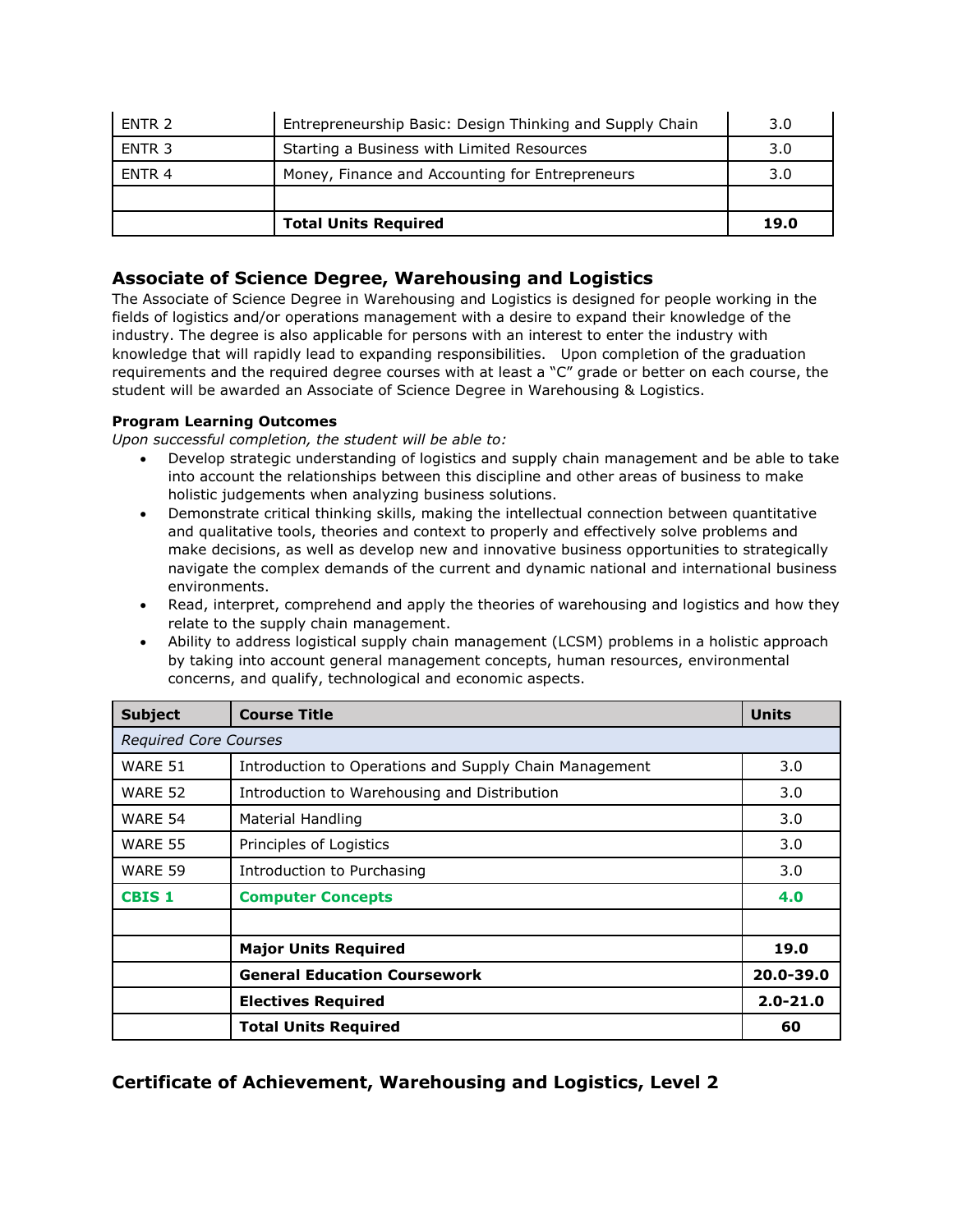| | | |
|---|---|---|
| ENTR 2 | Entrepreneurship Basic: Design Thinking and Supply Chain | 3.0 |
| ENTR 3 | Starting a Business with Limited Resources | 3.0 |
| ENTR 4 | Money, Finance and Accounting for Entrepreneurs | 3.0 |
| | | |
| | **Total Units Required** | **19.0** |

## Associate of Science Degree, Warehousing and Logistics

The Associate of Science Degree in Warehousing and Logistics is designed for people working in the fields of logistics and/or operations management with a desire to expand their knowledge of the industry. The degree is also applicable for persons with an interest to enter the industry with knowledge that will rapidly lead to expanding responsibilities. Upon completion of the graduation requirements and the required degree courses with at least a "C" grade or better on each course, the student will be awarded an Associate of Science Degree in Warehousing & Logistics.

**Program Learning Outcomes**

*Upon successful completion, the student will be able to:*

- Develop strategic understanding of logistics and supply chain management and be able to take into account the relationships between this discipline and other areas of business to make holistic judgements when analyzing business solutions.
- Demonstrate critical thinking skills, making the intellectual connection between quantitative and qualitative tools, theories and context to properly and effectively solve problems and make decisions, as well as develop new and innovative business opportunities to strategically navigate the complex demands of the current and dynamic national and international business environments.
- Read, interpret, comprehend and apply the theories of warehousing and logistics and how they relate to the supply chain management.
- Ability to address logistical supply chain management (LCSM) problems in a holistic approach by taking into account general management concepts, human resources, environmental concerns, and qualify, technological and economic aspects.

| Subject | Course Title | Units |
|---|---|---|
| *Required Core Courses* | | |
| WARE 51 | Introduction to Operations and Supply Chain Management | 3.0 |
| WARE 52 | Introduction to Warehousing and Distribution | 3.0 |
| WARE 54 | Material Handling | 3.0 |
| WARE 55 | Principles of Logistics | 3.0 |
| WARE 59 | Introduction to Purchasing | 3.0 |
| **CBIS 1** | **Computer Concepts** | **4.0** |
| | | |
| | **Major Units Required** | **19.0** |
| | **General Education Coursework** | **20.0-39.0** |
| | **Electives Required** | **2.0-21.0** |
| | **Total Units Required** | **60** |

## Certificate of Achievement, Warehousing and Logistics, Level 2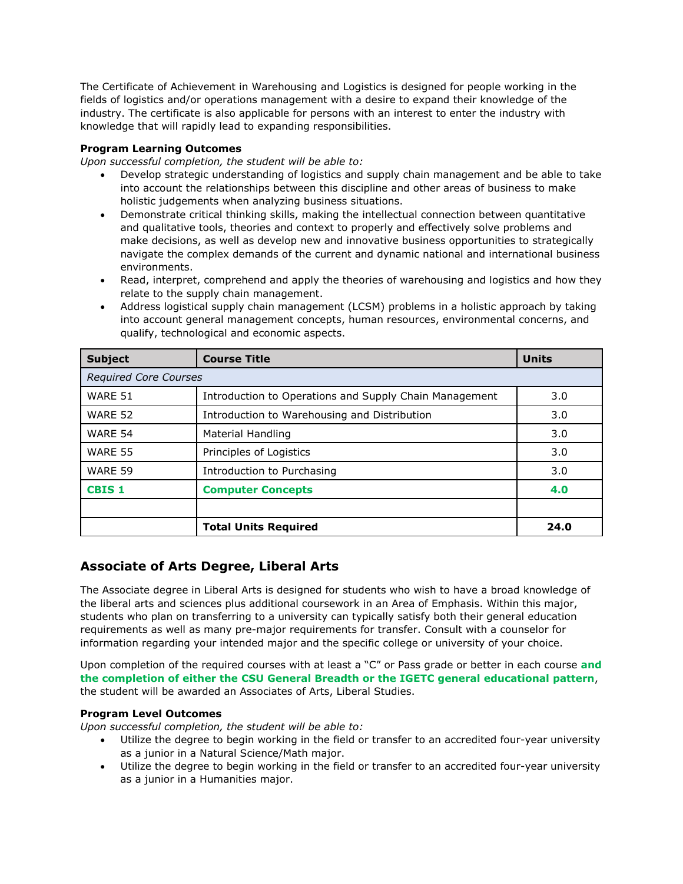The Certificate of Achievement in Warehousing and Logistics is designed for people working in the fields of logistics and/or operations management with a desire to expand their knowledge of the industry. The certificate is also applicable for persons with an interest to enter the industry with knowledge that will rapidly lead to expanding responsibilities.

**Program Learning Outcomes**

*Upon successful completion, the student will be able to:*

- Develop strategic understanding of logistics and supply chain management and be able to take into account the relationships between this discipline and other areas of business to make holistic judgements when analyzing business situations.
- Demonstrate critical thinking skills, making the intellectual connection between quantitative and qualitative tools, theories and context to properly and effectively solve problems and make decisions, as well as develop new and innovative business opportunities to strategically navigate the complex demands of the current and dynamic national and international business environments.
- Read, interpret, comprehend and apply the theories of warehousing and logistics and how they relate to the supply chain management.
- Address logistical supply chain management (LCSM) problems in a holistic approach by taking into account general management concepts, human resources, environmental concerns, and qualify, technological and economic aspects.

| Subject | Course Title | Units |
|---|---|---|
| *Required Core Courses* | | |
| WARE 51 | Introduction to Operations and Supply Chain Management | 3.0 |
| WARE 52 | Introduction to Warehousing and Distribution | 3.0 |
| WARE 54 | Material Handling | 3.0 |
| WARE 55 | Principles of Logistics | 3.0 |
| WARE 59 | Introduction to Purchasing | 3.0 |
| **CBIS 1** | **Computer Concepts** | **4.0** |
| | | |
| | **Total Units Required** | **24.0** |

## Associate of Arts Degree, Liberal Arts

The Associate degree in Liberal Arts is designed for students who wish to have a broad knowledge of the liberal arts and sciences plus additional coursework in an Area of Emphasis. Within this major, students who plan on transferring to a university can typically satisfy both their general education requirements as well as many pre-major requirements for transfer. Consult with a counselor for information regarding your intended major and the specific college or university of your choice.

Upon completion of the required courses with at least a "C" or Pass grade or better in each course **and the completion of either the CSU General Breadth or the IGETC general educational pattern**, the student will be awarded an Associates of Arts, Liberal Studies.

**Program Level Outcomes**

*Upon successful completion, the student will be able to:*

- Utilize the degree to begin working in the field or transfer to an accredited four-year university as a junior in a Natural Science/Math major.
- Utilize the degree to begin working in the field or transfer to an accredited four-year university as a junior in a Humanities major.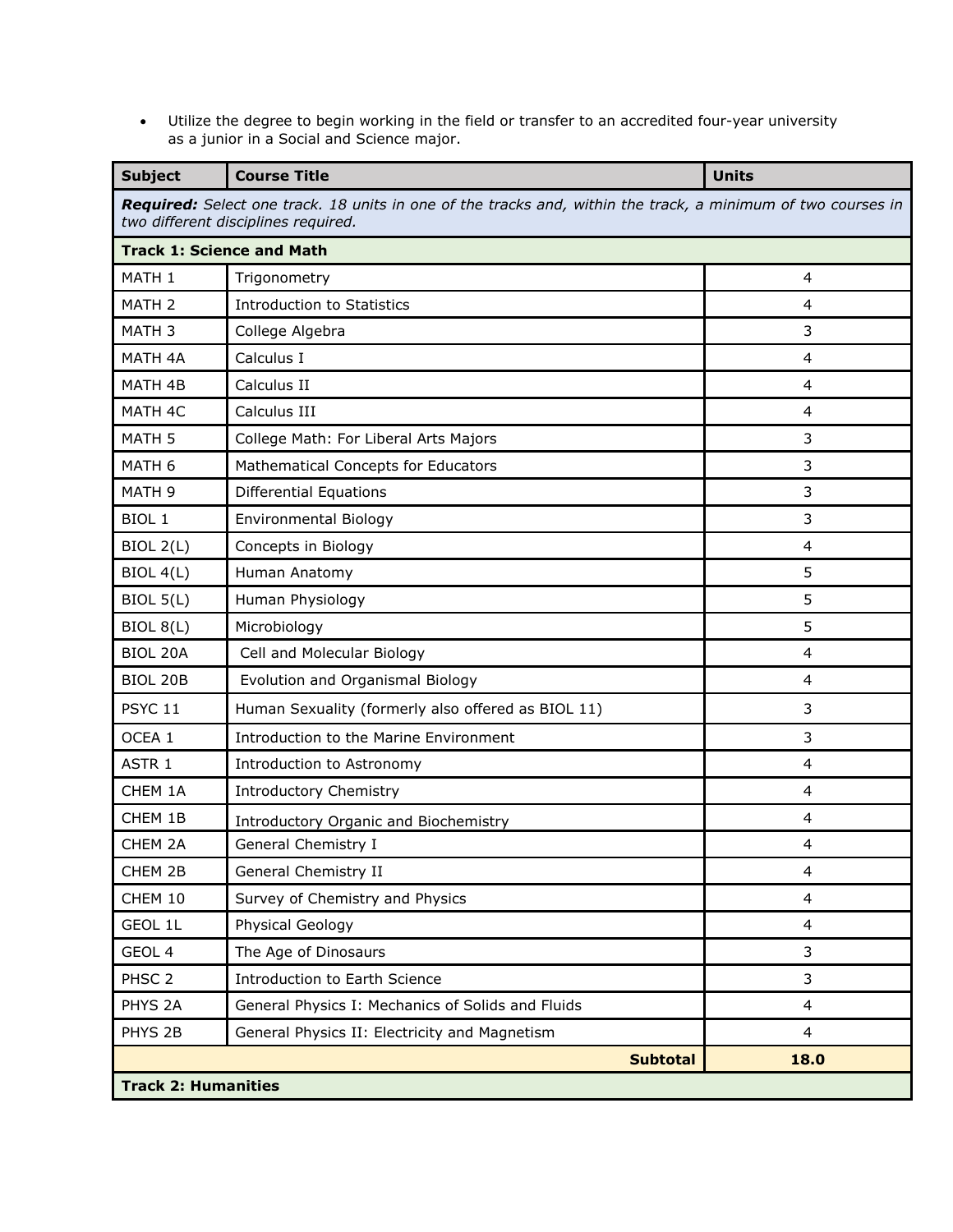- Utilize the degree to begin working in the field or transfer to an accredited four-year university as a junior in a Social and Science major.

| Subject | Course Title | Units |
|---|---|---|
| ***Required:*** *Select one track. 18 units in one of the tracks and, within the track, a minimum of two courses in two different disciplines required.* | | |
| **Track 1: Science and Math** | | |
| MATH 1 | Trigonometry | 4 |
| MATH 2 | Introduction to Statistics | 4 |
| MATH 3 | College Algebra | 3 |
| MATH 4A | Calculus I | 4 |
| MATH 4B | Calculus II | 4 |
| MATH 4C | Calculus III | 4 |
| MATH 5 | College Math: For Liberal Arts Majors | 3 |
| MATH 6 | Mathematical Concepts for Educators | 3 |
| MATH 9 | Differential Equations | 3 |
| BIOL 1 | Environmental Biology | 3 |
| BIOL 2(L) | Concepts in Biology | 4 |
| BIOL 4(L) | Human Anatomy | 5 |
| BIOL 5(L) | Human Physiology | 5 |
| BIOL 8(L) | Microbiology | 5 |
| BIOL 20A | Cell and Molecular Biology | 4 |
| BIOL 20B | Evolution and Organismal Biology | 4 |
| PSYC 11 | Human Sexuality (formerly also offered as BIOL 11) | 3 |
| OCEA 1 | Introduction to the Marine Environment | 3 |
| ASTR 1 | Introduction to Astronomy | 4 |
| CHEM 1A | Introductory Chemistry | 4 |
| CHEM 1B | Introductory Organic and Biochemistry | 4 |
| CHEM 2A | General Chemistry I | 4 |
| CHEM 2B | General Chemistry II | 4 |
| CHEM 10 | Survey of Chemistry and Physics | 4 |
| GEOL 1L | Physical Geology | 4 |
| GEOL 4 | The Age of Dinosaurs | 3 |
| PHSC 2 | Introduction to Earth Science | 3 |
| PHYS 2A | General Physics I: Mechanics of Solids and Fluids | 4 |
| PHYS 2B | General Physics II: Electricity and Magnetism | 4 |
| | **Subtotal** | **18.0** |
| **Track 2: Humanities** | | |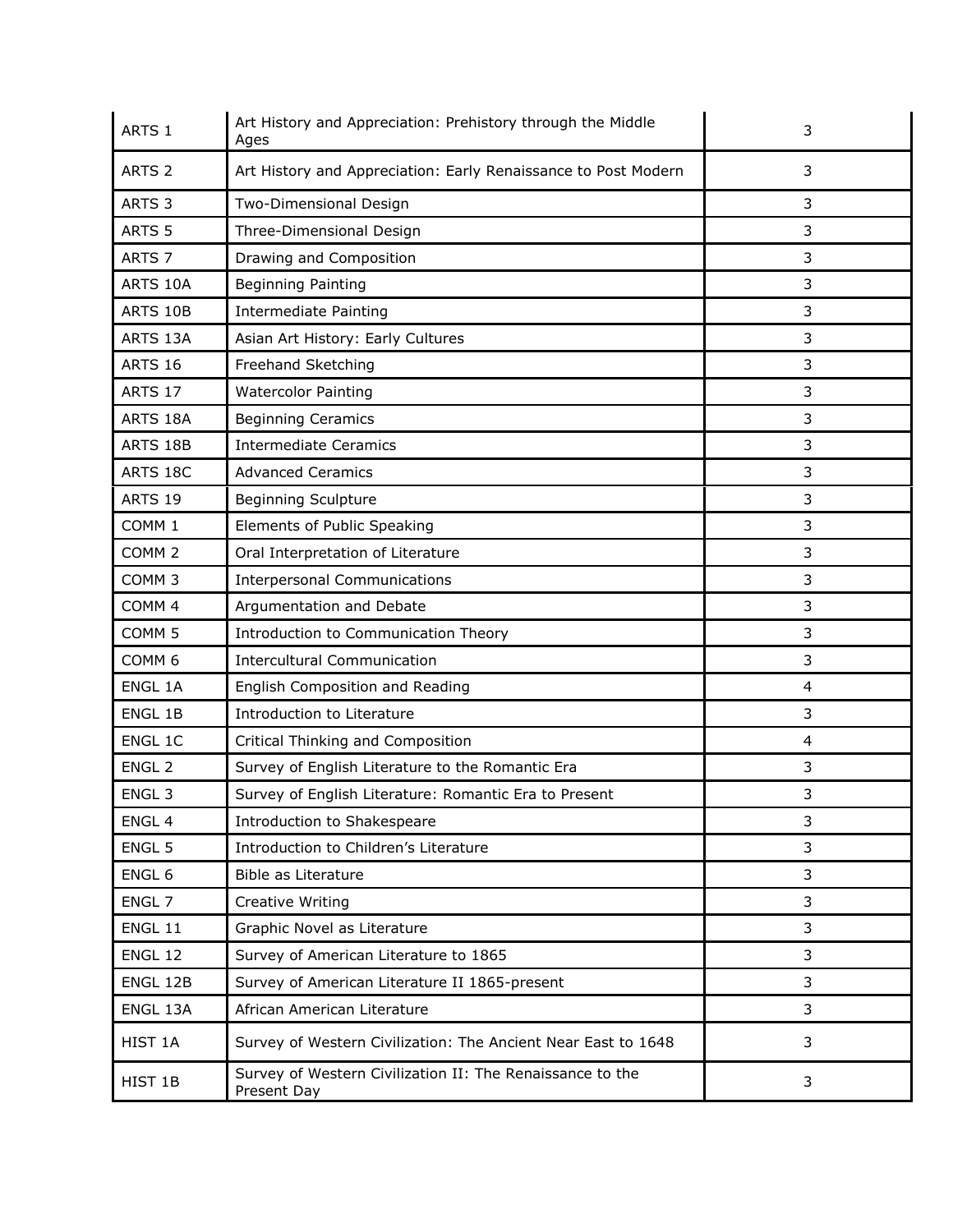| | | |
|---|---|---|
| ARTS 1 | Art History and Appreciation: Prehistory through the Middle Ages | 3 |
| ARTS 2 | Art History and Appreciation: Early Renaissance to Post Modern | 3 |
| ARTS 3 | Two-Dimensional Design | 3 |
| ARTS 5 | Three-Dimensional Design | 3 |
| ARTS 7 | Drawing and Composition | 3 |
| ARTS 10A | Beginning Painting | 3 |
| ARTS 10B | Intermediate Painting | 3 |
| ARTS 13A | Asian Art History: Early Cultures | 3 |
| ARTS 16 | Freehand Sketching | 3 |
| ARTS 17 | Watercolor Painting | 3 |
| ARTS 18A | Beginning Ceramics | 3 |
| ARTS 18B | Intermediate Ceramics | 3 |
| ARTS 18C | Advanced Ceramics | 3 |
| ARTS 19 | Beginning Sculpture | 3 |
| COMM 1 | Elements of Public Speaking | 3 |
| COMM 2 | Oral Interpretation of Literature | 3 |
| COMM 3 | Interpersonal Communications | 3 |
| COMM 4 | Argumentation and Debate | 3 |
| COMM 5 | Introduction to Communication Theory | 3 |
| COMM 6 | Intercultural Communication | 3 |
| ENGL 1A | English Composition and Reading | 4 |
| ENGL 1B | Introduction to Literature | 3 |
| ENGL 1C | Critical Thinking and Composition | 4 |
| ENGL 2 | Survey of English Literature to the Romantic Era | 3 |
| ENGL 3 | Survey of English Literature: Romantic Era to Present | 3 |
| ENGL 4 | Introduction to Shakespeare | 3 |
| ENGL 5 | Introduction to Children's Literature | 3 |
| ENGL 6 | Bible as Literature | 3 |
| ENGL 7 | Creative Writing | 3 |
| ENGL 11 | Graphic Novel as Literature | 3 |
| ENGL 12 | Survey of American Literature to 1865 | 3 |
| ENGL 12B | Survey of American Literature II 1865-present | 3 |
| ENGL 13A | African American Literature | 3 |
| HIST 1A | Survey of Western Civilization: The Ancient Near East to 1648 | 3 |
| HIST 1B | Survey of Western Civilization II: The Renaissance to the Present Day | 3 |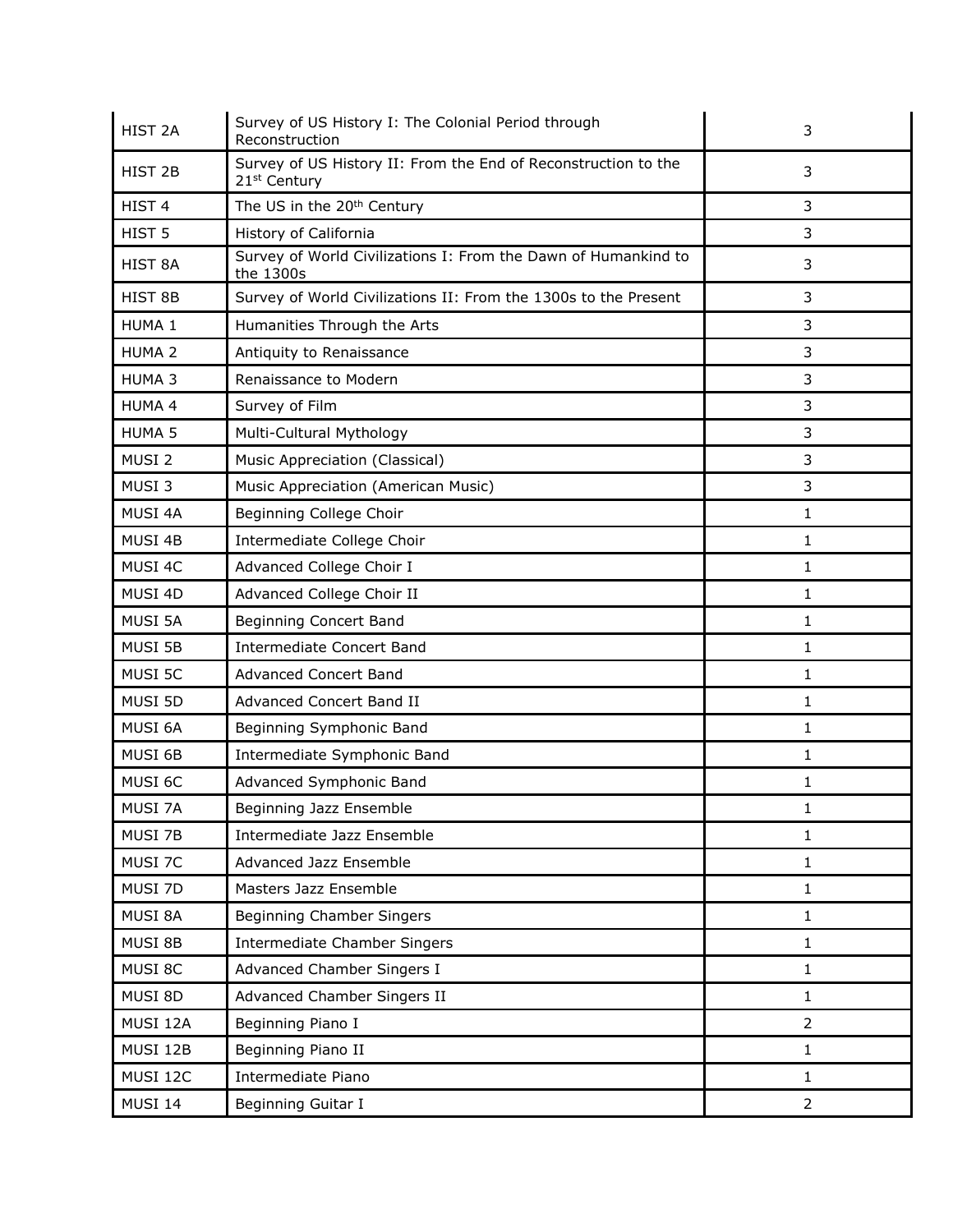| | | |
|---|---|---|
| HIST 2A | Survey of US History I: The Colonial Period through Reconstruction | 3 |
| HIST 2B | Survey of US History II: From the End of Reconstruction to the 21st Century | 3 |
| HIST 4 | The US in the 20th Century | 3 |
| HIST 5 | History of California | 3 |
| HIST 8A | Survey of World Civilizations I: From the Dawn of Humankind to the 1300s | 3 |
| HIST 8B | Survey of World Civilizations II: From the 1300s to the Present | 3 |
| HUMA 1 | Humanities Through the Arts | 3 |
| HUMA 2 | Antiquity to Renaissance | 3 |
| HUMA 3 | Renaissance to Modern | 3 |
| HUMA 4 | Survey of Film | 3 |
| HUMA 5 | Multi-Cultural Mythology | 3 |
| MUSI 2 | Music Appreciation (Classical) | 3 |
| MUSI 3 | Music Appreciation (American Music) | 3 |
| MUSI 4A | Beginning College Choir | 1 |
| MUSI 4B | Intermediate College Choir | 1 |
| MUSI 4C | Advanced College Choir I | 1 |
| MUSI 4D | Advanced College Choir II | 1 |
| MUSI 5A | Beginning Concert Band | 1 |
| MUSI 5B | Intermediate Concert Band | 1 |
| MUSI 5C | Advanced Concert Band | 1 |
| MUSI 5D | Advanced Concert Band II | 1 |
| MUSI 6A | Beginning Symphonic Band | 1 |
| MUSI 6B | Intermediate Symphonic Band | 1 |
| MUSI 6C | Advanced Symphonic Band | 1 |
| MUSI 7A | Beginning Jazz Ensemble | 1 |
| MUSI 7B | Intermediate Jazz Ensemble | 1 |
| MUSI 7C | Advanced Jazz Ensemble | 1 |
| MUSI 7D | Masters Jazz Ensemble | 1 |
| MUSI 8A | Beginning Chamber Singers | 1 |
| MUSI 8B | Intermediate Chamber Singers | 1 |
| MUSI 8C | Advanced Chamber Singers I | 1 |
| MUSI 8D | Advanced Chamber Singers II | 1 |
| MUSI 12A | Beginning Piano I | 2 |
| MUSI 12B | Beginning Piano II | 1 |
| MUSI 12C | Intermediate Piano | 1 |
| MUSI 14 | Beginning Guitar I | 2 |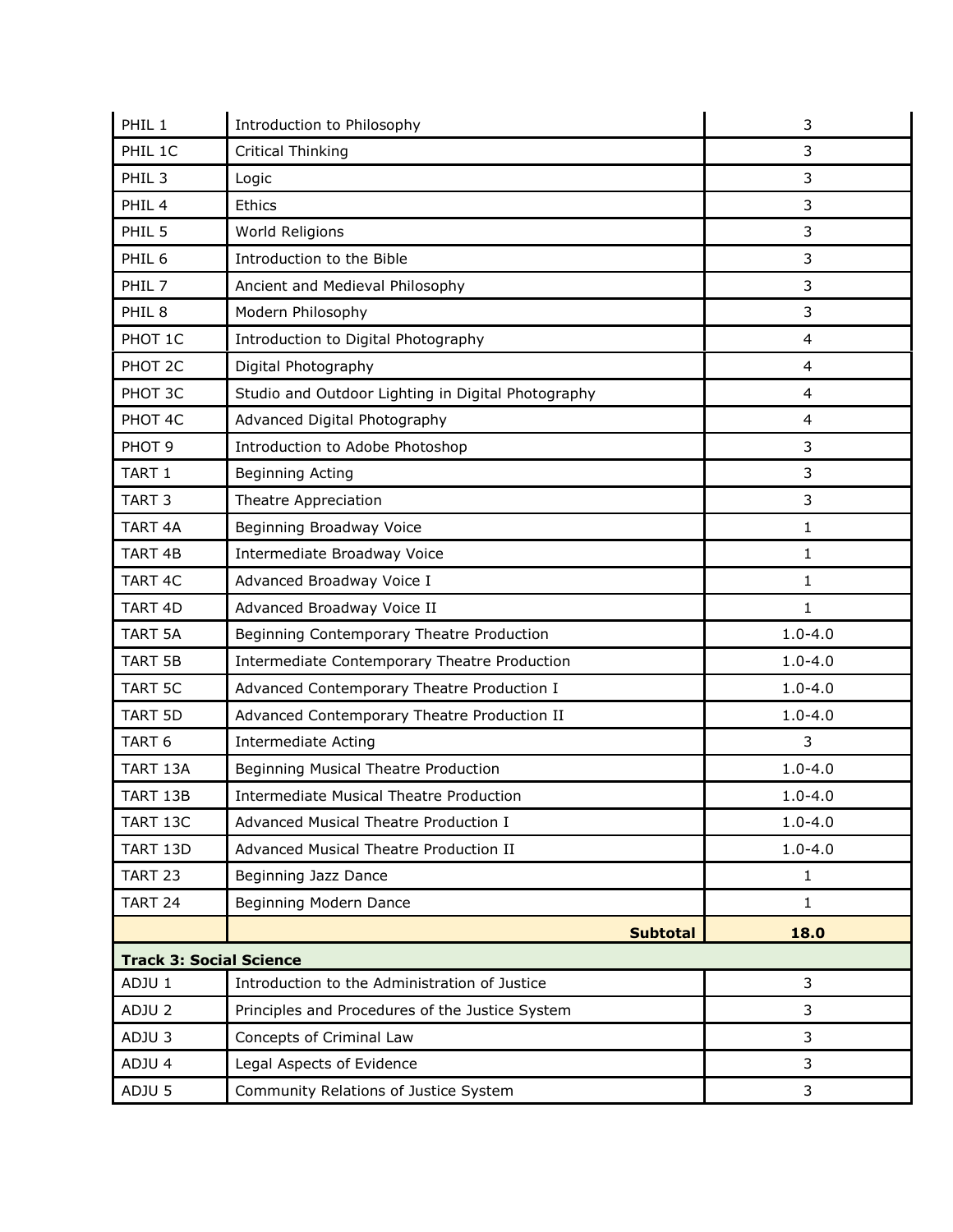| | | |
|---|---|---|
| PHIL 1 | Introduction to Philosophy | 3 |
| PHIL 1C | Critical Thinking | 3 |
| PHIL 3 | Logic | 3 |
| PHIL 4 | Ethics | 3 |
| PHIL 5 | World Religions | 3 |
| PHIL 6 | Introduction to the Bible | 3 |
| PHIL 7 | Ancient and Medieval Philosophy | 3 |
| PHIL 8 | Modern Philosophy | 3 |
| PHOT 1C | Introduction to Digital Photography | 4 |
| PHOT 2C | Digital Photography | 4 |
| PHOT 3C | Studio and Outdoor Lighting in Digital Photography | 4 |
| PHOT 4C | Advanced Digital Photography | 4 |
| PHOT 9 | Introduction to Adobe Photoshop | 3 |
| TART 1 | Beginning Acting | 3 |
| TART 3 | Theatre Appreciation | 3 |
| TART 4A | Beginning Broadway Voice | 1 |
| TART 4B | Intermediate Broadway Voice | 1 |
| TART 4C | Advanced Broadway Voice I | 1 |
| TART 4D | Advanced Broadway Voice II | 1 |
| TART 5A | Beginning Contemporary Theatre Production | 1.0-4.0 |
| TART 5B | Intermediate Contemporary Theatre Production | 1.0-4.0 |
| TART 5C | Advanced Contemporary Theatre Production I | 1.0-4.0 |
| TART 5D | Advanced Contemporary Theatre Production II | 1.0-4.0 |
| TART 6 | Intermediate Acting | 3 |
| TART 13A | Beginning Musical Theatre Production | 1.0-4.0 |
| TART 13B | Intermediate Musical Theatre Production | 1.0-4.0 |
| TART 13C | Advanced Musical Theatre Production I | 1.0-4.0 |
| TART 13D | Advanced Musical Theatre Production II | 1.0-4.0 |
| TART 23 | Beginning Jazz Dance | 1 |
| TART 24 | Beginning Modern Dance | 1 |
| | **Subtotal** | **18.0** |
| **Track 3: Social Science** | | |
| ADJU 1 | Introduction to the Administration of Justice | 3 |
| ADJU 2 | Principles and Procedures of the Justice System | 3 |
| ADJU 3 | Concepts of Criminal Law | 3 |
| ADJU 4 | Legal Aspects of Evidence | 3 |
| ADJU 5 | Community Relations of Justice System | 3 |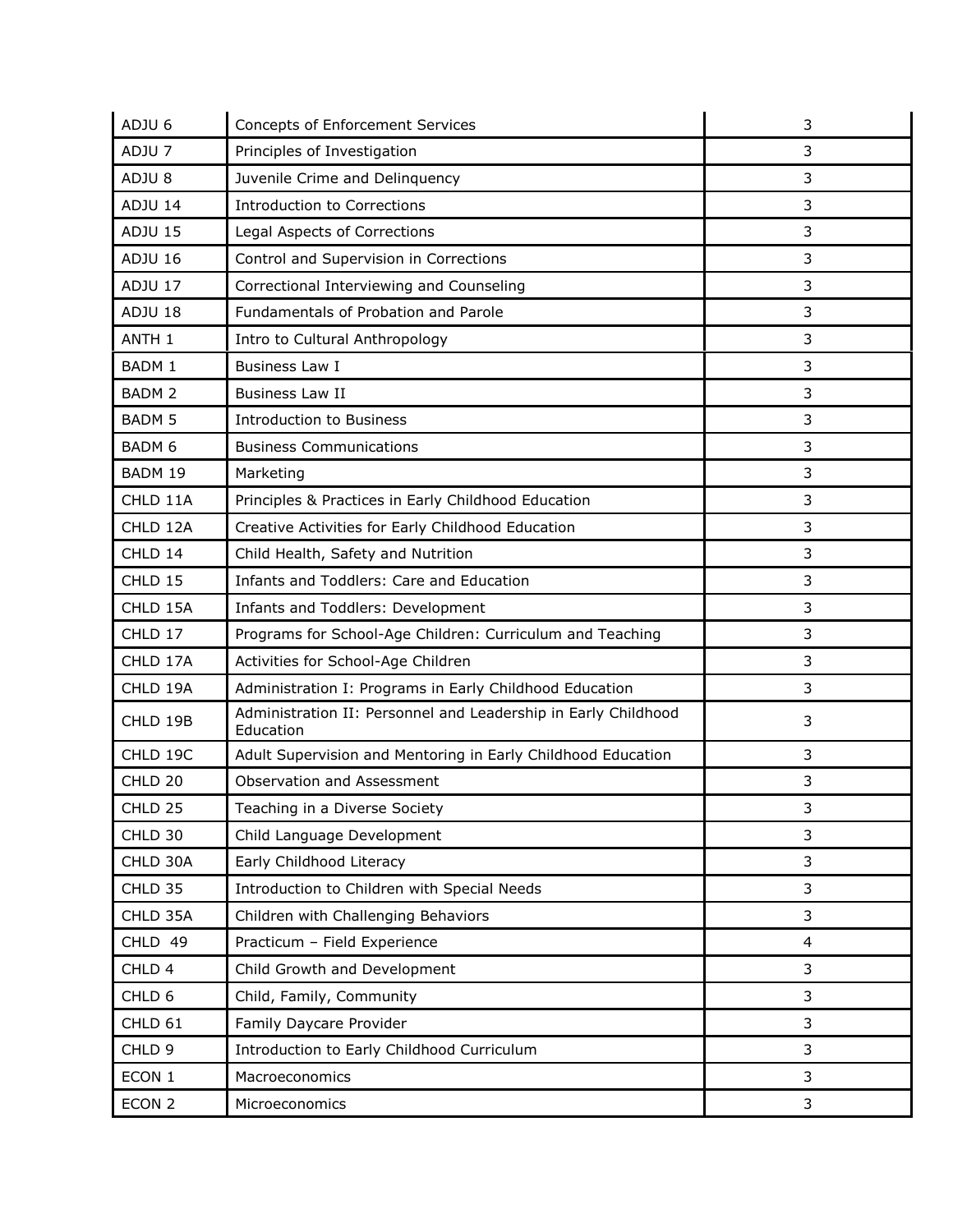| ADJU 6 | Concepts of Enforcement Services | 3 |
|---|---|---|
| ADJU 7 | Principles of Investigation | 3 |
| ADJU 8 | Juvenile Crime and Delinquency | 3 |
| ADJU 14 | Introduction to Corrections | 3 |
| ADJU 15 | Legal Aspects of Corrections | 3 |
| ADJU 16 | Control and Supervision in Corrections | 3 |
| ADJU 17 | Correctional Interviewing and Counseling | 3 |
| ADJU 18 | Fundamentals of Probation and Parole | 3 |
| ANTH 1 | Intro to Cultural Anthropology | 3 |
| BADM 1 | Business Law I | 3 |
| BADM 2 | Business Law II | 3 |
| BADM 5 | Introduction to Business | 3 |
| BADM 6 | Business Communications | 3 |
| BADM 19 | Marketing | 3 |
| CHLD 11A | Principles & Practices in Early Childhood Education | 3 |
| CHLD 12A | Creative Activities for Early Childhood Education | 3 |
| CHLD 14 | Child Health, Safety and Nutrition | 3 |
| CHLD 15 | Infants and Toddlers: Care and Education | 3 |
| CHLD 15A | Infants and Toddlers: Development | 3 |
| CHLD 17 | Programs for School-Age Children: Curriculum and Teaching | 3 |
| CHLD 17A | Activities for School-Age Children | 3 |
| CHLD 19A | Administration I: Programs in Early Childhood Education | 3 |
| CHLD 19B | Administration II: Personnel and Leadership in Early Childhood Education | 3 |
| CHLD 19C | Adult Supervision and Mentoring in Early Childhood Education | 3 |
| CHLD 20 | Observation and Assessment | 3 |
| CHLD 25 | Teaching in a Diverse Society | 3 |
| CHLD 30 | Child Language Development | 3 |
| CHLD 30A | Early Childhood Literacy | 3 |
| CHLD 35 | Introduction to Children with Special Needs | 3 |
| CHLD 35A | Children with Challenging Behaviors | 3 |
| CHLD 49 | Practicum – Field Experience | 4 |
| CHLD 4 | Child Growth and Development | 3 |
| CHLD 6 | Child, Family, Community | 3 |
| CHLD 61 | Family Daycare Provider | 3 |
| CHLD 9 | Introduction to Early Childhood Curriculum | 3 |
| ECON 1 | Macroeconomics | 3 |
| ECON 2 | Microeconomics | 3 |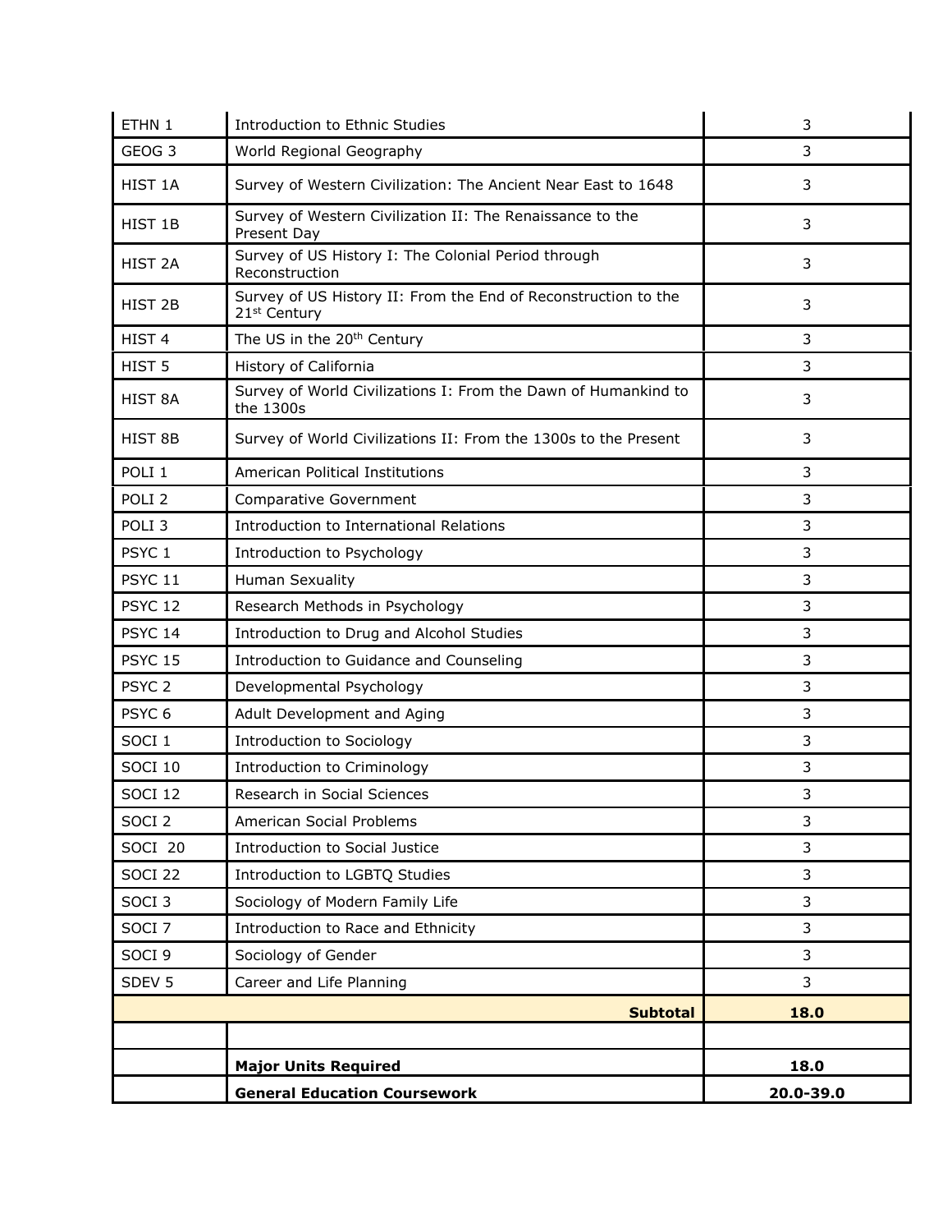| | | |
|---|---|---|
| ETHN 1 | Introduction to Ethnic Studies | 3 |
| GEOG 3 | World Regional Geography | 3 |
| HIST 1A | Survey of Western Civilization: The Ancient Near East to 1648 | 3 |
| HIST 1B | Survey of Western Civilization II: The Renaissance to the Present Day | 3 |
| HIST 2A | Survey of US History I: The Colonial Period through Reconstruction | 3 |
| HIST 2B | Survey of US History II: From the End of Reconstruction to the 21st Century | 3 |
| HIST 4 | The US in the 20th Century | 3 |
| HIST 5 | History of California | 3 |
| HIST 8A | Survey of World Civilizations I: From the Dawn of Humankind to the 1300s | 3 |
| HIST 8B | Survey of World Civilizations II: From the 1300s to the Present | 3 |
| POLI 1 | American Political Institutions | 3 |
| POLI 2 | Comparative Government | 3 |
| POLI 3 | Introduction to International Relations | 3 |
| PSYC 1 | Introduction to Psychology | 3 |
| PSYC 11 | Human Sexuality | 3 |
| PSYC 12 | Research Methods in Psychology | 3 |
| PSYC 14 | Introduction to Drug and Alcohol Studies | 3 |
| PSYC 15 | Introduction to Guidance and Counseling | 3 |
| PSYC 2 | Developmental Psychology | 3 |
| PSYC 6 | Adult Development and Aging | 3 |
| SOCI 1 | Introduction to Sociology | 3 |
| SOCI 10 | Introduction to Criminology | 3 |
| SOCI 12 | Research in Social Sciences | 3 |
| SOCI 2 | American Social Problems | 3 |
| SOCI 20 | Introduction to Social Justice | 3 |
| SOCI 22 | Introduction to LGBTQ Studies | 3 |
| SOCI 3 | Sociology of Modern Family Life | 3 |
| SOCI 7 | Introduction to Race and Ethnicity | 3 |
| SOCI 9 | Sociology of Gender | 3 |
| SDEV 5 | Career and Life Planning | 3 |
| | **Subtotal** | **18.0** |
| | | |
| | **Major Units Required** | **18.0** |
| | **General Education Coursework** | **20.0-39.0** |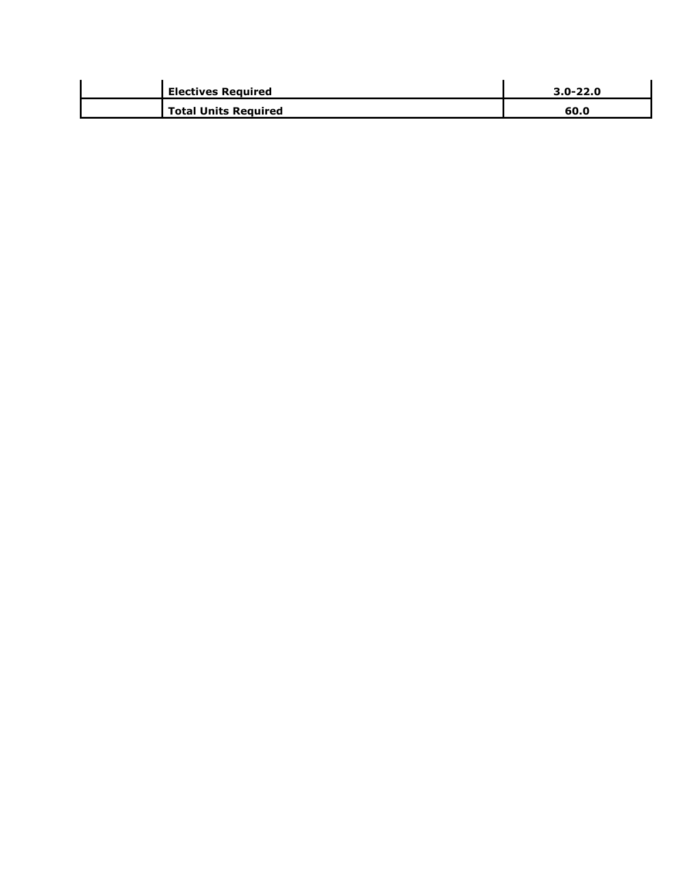| | | |
|---|---|---|
| | **Electives Required** | **3.0-22.0** |
| | **Total Units Required** | **60.0** |